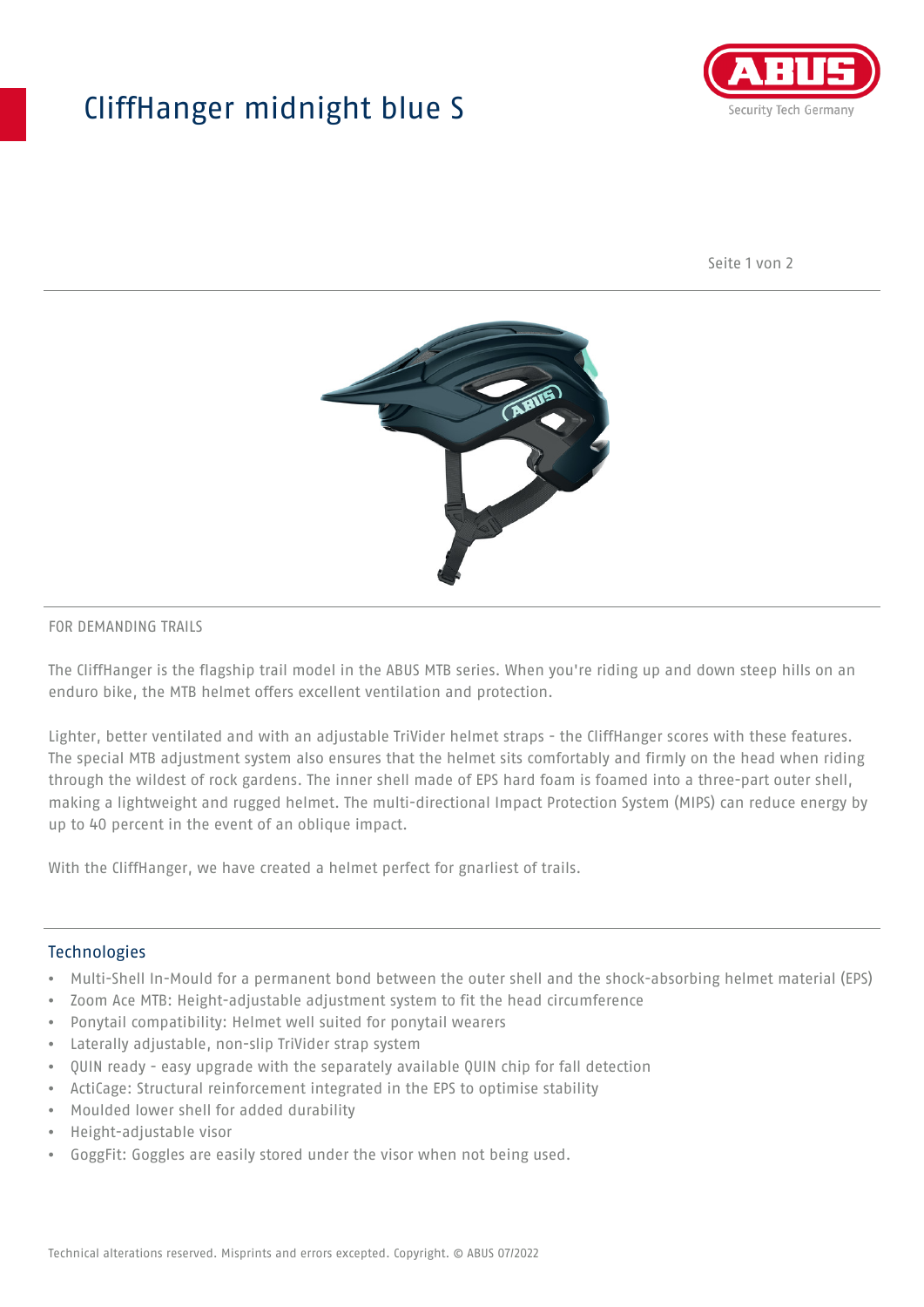# CliffHanger midnight blue S

FOR DEMANDING TRAILS

The CliffHanger is the flagship trail model in the ABUS MTB series. When you're riding up and down steep hills on an enduro bike, the MTB helmet offers excellent ventilation and protection.

Lighter, better ventilated and with an adjustable TriVider helmet straps - the CliffHanger scores with these features. The special MTB adjustment system also ensures that the helmet sits comfortably and firmly on the head when riding through the wildest of rock gardens. The inner shell made of EPS hard foam is foamed into a three-part outer shell, making a lightweight and rugged helmet. The multi-directional Impact Protection System (MIPS) can reduce energy by up to 40 percent in the event of an oblique impact.

With the CliffHanger, we have created a helmet perfect for gnarliest of trails.

## Technologies

- Multi-Shell In-Mould for a permanent bond between the outer shell and the shock-absorbing helmet material (EPS)
- Zoom Ace MTB: Height-adjustable adjustment system to fit the head circumference
- Ponytail compatibility: Helmet well suited for ponytail wearers
- Laterally adjustable, non-slip TriVider strap system
- QUIN ready - easy upgrade with the separately available QUIN chip for fall detection
- ActiCage: Structural reinforcement integrated in the EPS to optimise stability
- Moulded lower shell for added durability
- Height-adjustable visor
- GoggFit: Goggles are easily stored under the visor when not being used.

Technical alterations reserved. Misprints and errors excepted. Copyright. © ABUS 07/2022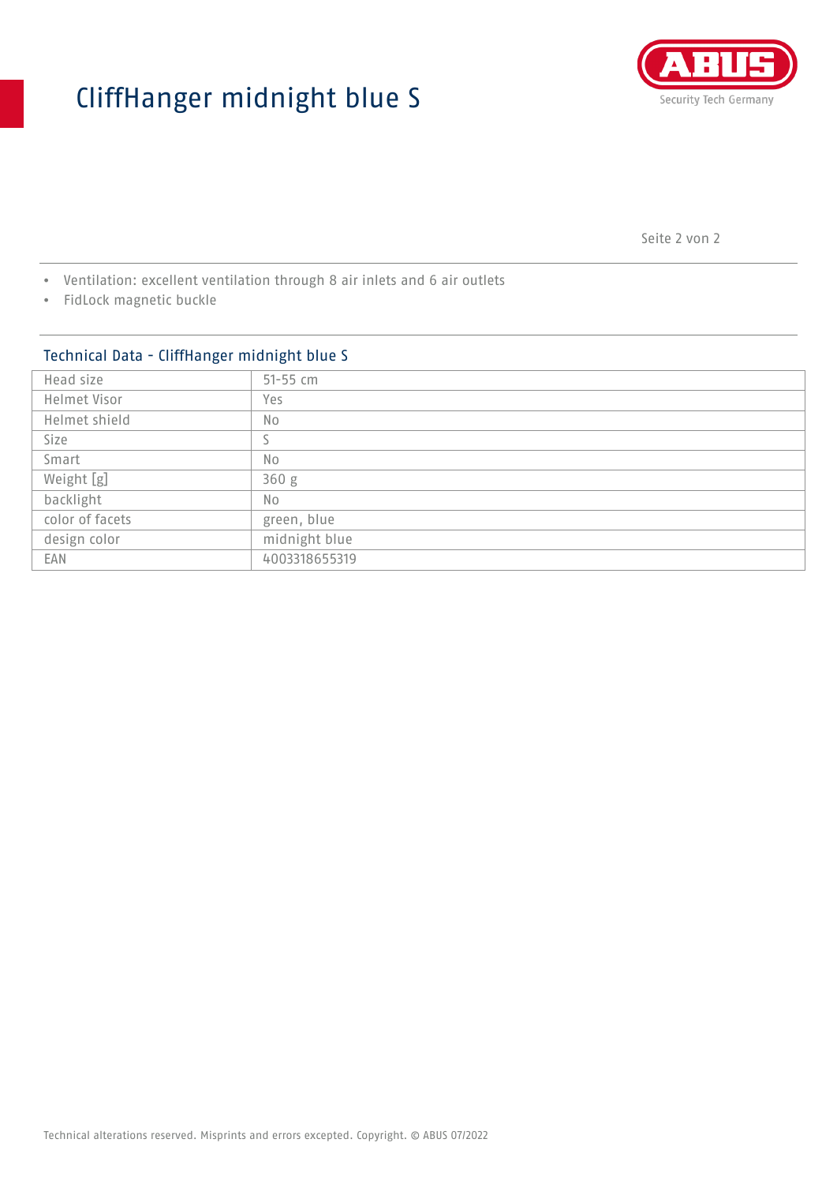# CliffHanger midnight blue S

- Ventilation: excellent ventilation through 8 air inlets and 6 air outlets
- FidLock magnetic buckle

## Technical Data - CliffHanger midnight blue S

| | |
|---|---|
| Head size | 51-55 cm |
| Helmet Visor | Yes |
| Helmet shield | No |
| Size | S |
| Smart | No |
| Weight [g] | 360 g |
| backlight | No |
| color of facets | green, blue |
| design color | midnight blue |
| EAN | 4003318655319 |

Technical alterations reserved. Misprints and errors excepted. Copyright. © ABUS 07/2022